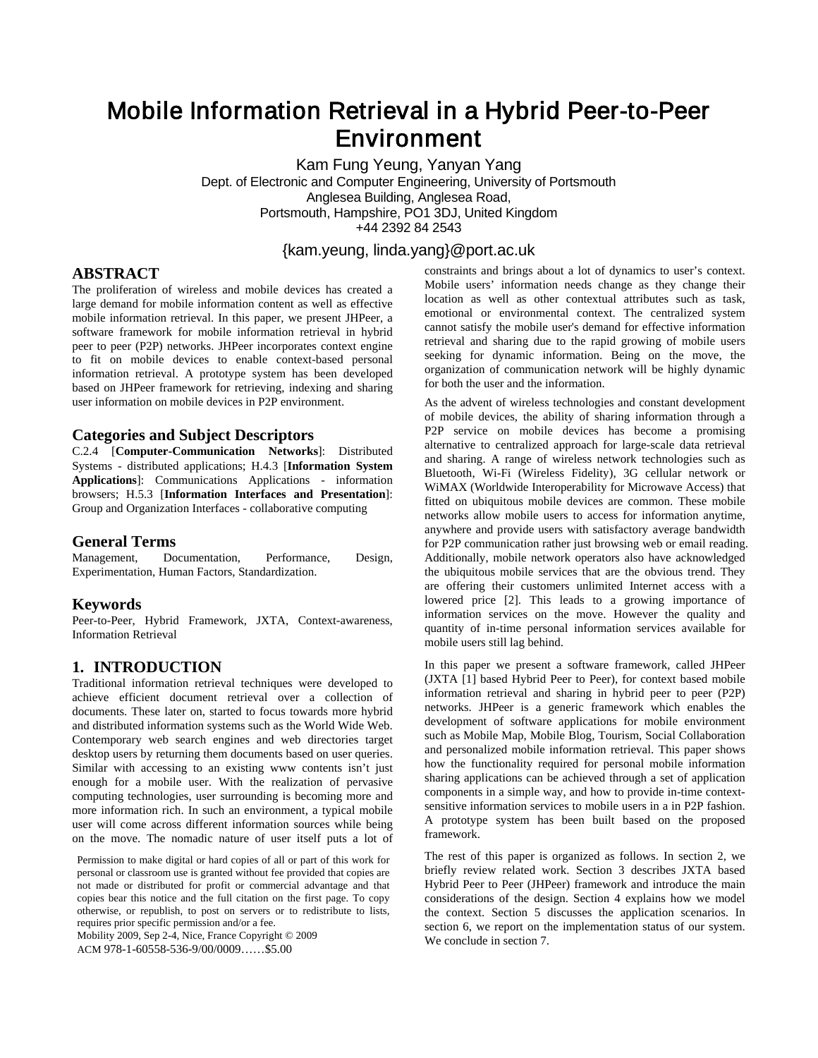# Mobile Information Retrieval in a Hybrid Peer-to-Peer Environment

Kam Fung Yeung, Yanyan Yang
Dept. of Electronic and Computer Engineering, University of Portsmouth
Anglesea Building, Anglesea Road,
Portsmouth, Hampshire, PO1 3DJ, United Kingdom
+44 2392 84 2543

{kam.yeung, linda.yang}@port.ac.uk

## ABSTRACT

The proliferation of wireless and mobile devices has created a large demand for mobile information content as well as effective mobile information retrieval. In this paper, we present JHPeer, a software framework for mobile information retrieval in hybrid peer to peer (P2P) networks. JHPeer incorporates context engine to fit on mobile devices to enable context-based personal information retrieval. A prototype system has been developed based on JHPeer framework for retrieving, indexing and sharing user information on mobile devices in P2P environment.

## Categories and Subject Descriptors

C.2.4 [**Computer-Communication Networks**]: Distributed Systems - distributed applications; H.4.3 [**Information System Applications**]: Communications Applications - information browsers; H.5.3 [**Information Interfaces and Presentation**]: Group and Organization Interfaces - collaborative computing

## General Terms

Management, Documentation, Performance, Design, Experimentation, Human Factors, Standardization.

## Keywords

Peer-to-Peer, Hybrid Framework, JXTA, Context-awareness, Information Retrieval

## 1. INTRODUCTION

Traditional information retrieval techniques were developed to achieve efficient document retrieval over a collection of documents. These later on, started to focus towards more hybrid and distributed information systems such as the World Wide Web. Contemporary web search engines and web directories target desktop users by returning them documents based on user queries. Similar with accessing to an existing www contents isn't just enough for a mobile user. With the realization of pervasive computing technologies, user surrounding is becoming more and more information rich. In such an environment, a typical mobile user will come across different information sources while being on the move. The nomadic nature of user itself puts a lot of constraints and brings about a lot of dynamics to user's context. Mobile users' information needs change as they change their location as well as other contextual attributes such as task, emotional or environmental context. The centralized system cannot satisfy the mobile user's demand for effective information retrieval and sharing due to the rapid growing of mobile users seeking for dynamic information. Being on the move, the organization of communication network will be highly dynamic for both the user and the information.

As the advent of wireless technologies and constant development of mobile devices, the ability of sharing information through a P2P service on mobile devices has become a promising alternative to centralized approach for large-scale data retrieval and sharing. A range of wireless network technologies such as Bluetooth, Wi-Fi (Wireless Fidelity), 3G cellular network or WiMAX (Worldwide Interoperability for Microwave Access) that fitted on ubiquitous mobile devices are common. These mobile networks allow mobile users to access for information anytime, anywhere and provide users with satisfactory average bandwidth for P2P communication rather just browsing web or email reading. Additionally, mobile network operators also have acknowledged the ubiquitous mobile services that are the obvious trend. They are offering their customers unlimited Internet access with a lowered price [2]. This leads to a growing importance of information services on the move. However the quality and quantity of in-time personal information services available for mobile users still lag behind.

In this paper we present a software framework, called JHPeer (JXTA [1] based Hybrid Peer to Peer), for context based mobile information retrieval and sharing in hybrid peer to peer (P2P) networks. JHPeer is a generic framework which enables the development of software applications for mobile environment such as Mobile Map, Mobile Blog, Tourism, Social Collaboration and personalized mobile information retrieval. This paper shows how the functionality required for personal mobile information sharing applications can be achieved through a set of application components in a simple way, and how to provide in-time context-sensitive information services to mobile users in a in P2P fashion. A prototype system has been built based on the proposed framework.

The rest of this paper is organized as follows. In section 2, we briefly review related work. Section 3 describes JXTA based Hybrid Peer to Peer (JHPeer) framework and introduce the main considerations of the design. Section 4 explains how we model the context. Section 5 discusses the application scenarios. In section 6, we report on the implementation status of our system. We conclude in section 7.

Permission to make digital or hard copies of all or part of this work for personal or classroom use is granted without fee provided that copies are not made or distributed for profit or commercial advantage and that copies bear this notice and the full citation on the first page. To copy otherwise, or republish, to post on servers or to redistribute to lists, requires prior specific permission and/or a fee.
Mobility 2009, Sep 2-4, Nice, France Copyright © 2009
ACM 978-1-60558-536-9/00/0009……$5.00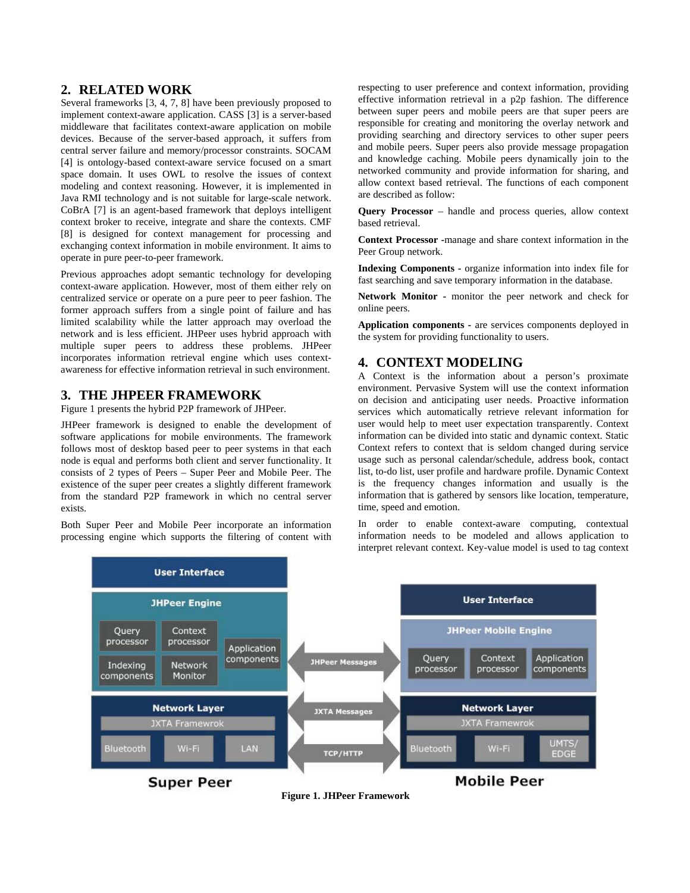## 2. RELATED WORK

Several frameworks [3, 4, 7, 8] have been previously proposed to implement context-aware application. CASS [3] is a server-based middleware that facilitates context-aware application on mobile devices. Because of the server-based approach, it suffers from central server failure and memory/processor constraints. SOCAM [4] is ontology-based context-aware service focused on a smart space domain. It uses OWL to resolve the issues of context modeling and context reasoning. However, it is implemented in Java RMI technology and is not suitable for large-scale network. CoBrA [7] is an agent-based framework that deploys intelligent context broker to receive, integrate and share the contexts. CMF [8] is designed for context management for processing and exchanging context information in mobile environment. It aims to operate in pure peer-to-peer framework.

Previous approaches adopt semantic technology for developing context-aware application. However, most of them either rely on centralized service or operate on a pure peer to peer fashion. The former approach suffers from a single point of failure and has limited scalability while the latter approach may overload the network and is less efficient. JHPeer uses hybrid approach with multiple super peers to address these problems. JHPeer incorporates information retrieval engine which uses context-awareness for effective information retrieval in such environment.

## 3. THE JHPEER FRAMEWORK

Figure 1 presents the hybrid P2P framework of JHPeer.

JHPeer framework is designed to enable the development of software applications for mobile environments. The framework follows most of desktop based peer to peer systems in that each node is equal and performs both client and server functionality. It consists of 2 types of Peers – Super Peer and Mobile Peer. The existence of the super peer creates a slightly different framework from the standard P2P framework in which no central server exists.

Both Super Peer and Mobile Peer incorporate an information processing engine which supports the filtering of content with respecting to user preference and context information, providing effective information retrieval in a p2p fashion. The difference between super peers and mobile peers are that super peers are responsible for creating and monitoring the overlay network and providing searching and directory services to other super peers and mobile peers. Super peers also provide message propagation and knowledge caching. Mobile peers dynamically join to the networked community and provide information for sharing, and allow context based retrieval. The functions of each component are described as follow:

**Query Processor** – handle and process queries, allow context based retrieval.

**Context Processor** -manage and share context information in the Peer Group network.

**Indexing Components** - organize information into index file for fast searching and save temporary information in the database.

**Network Monitor** - monitor the peer network and check for online peers.

**Application components** - are services components deployed in the system for providing functionality to users.

## 4. CONTEXT MODELING

A Context is the information about a person's proximate environment. Pervasive System will use the context information on decision and anticipating user needs. Proactive information services which automatically retrieve relevant information for user would help to meet user expectation transparently. Context information can be divided into static and dynamic context. Static Context refers to context that is seldom changed during service usage such as personal calendar/schedule, address book, contact list, to-do list, user profile and hardware profile. Dynamic Context is the frequency changes information and usually is the information that is gathered by sensors like location, temperature, time, speed and emotion.

In order to enable context-aware computing, contextual information needs to be modeled and allows application to interpret relevant context. Key-value model is used to tag context

**Figure 1. JHPeer Framework**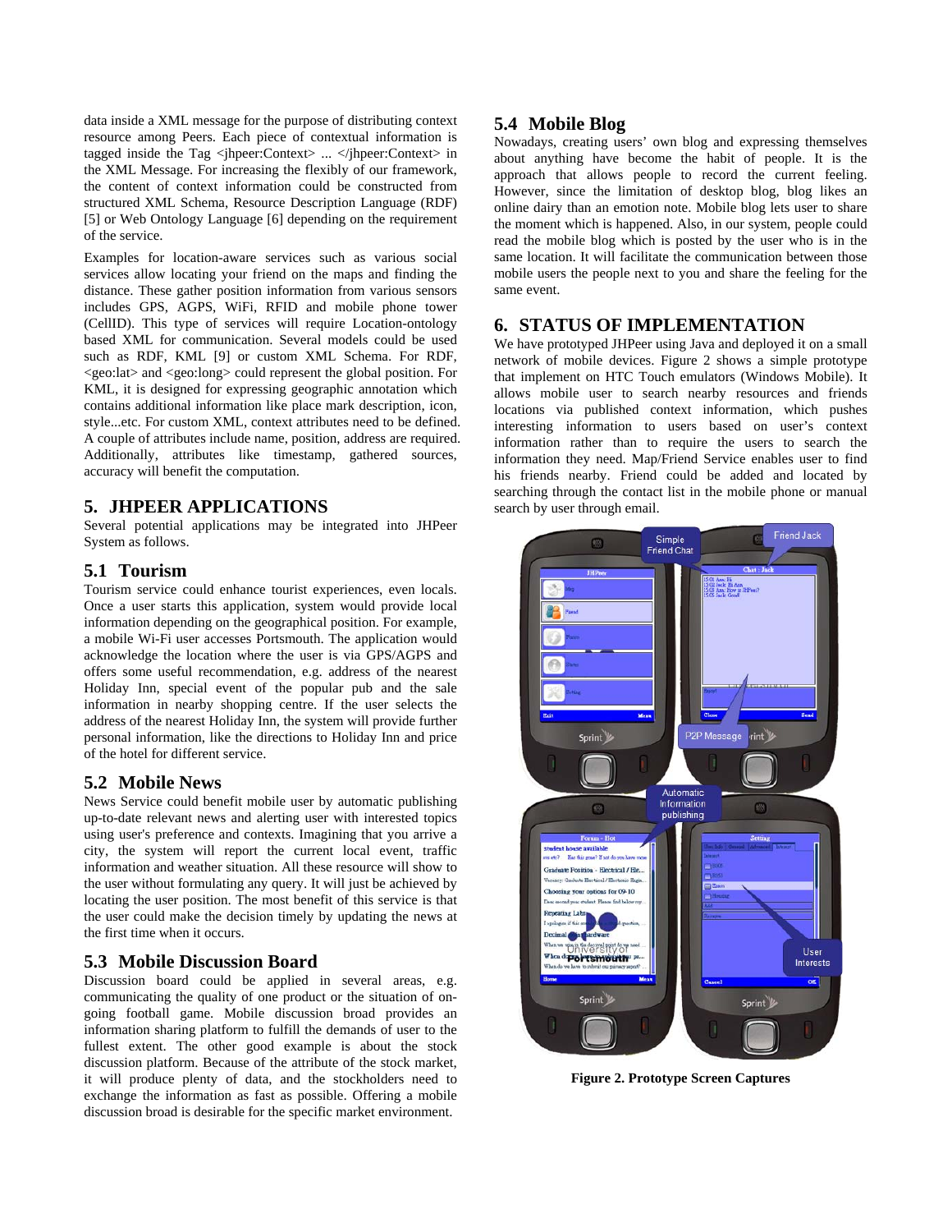data inside a XML message for the purpose of distributing context resource among Peers. Each piece of contextual information is tagged inside the Tag <jhpeer:Context> ... </jhpeer:Context> in the XML Message. For increasing the flexibly of our framework, the content of context information could be constructed from structured XML Schema, Resource Description Language (RDF) [5] or Web Ontology Language [6] depending on the requirement of the service.

Examples for location-aware services such as various social services allow locating your friend on the maps and finding the distance. These gather position information from various sensors includes GPS, AGPS, WiFi, RFID and mobile phone tower (CellID). This type of services will require Location-ontology based XML for communication. Several models could be used such as RDF, KML [9] or custom XML Schema. For RDF, <geo:lat> and <geo:long> could represent the global position. For KML, it is designed for expressing geographic annotation which contains additional information like place mark description, icon, style...etc. For custom XML, context attributes need to be defined. A couple of attributes include name, position, address are required. Additionally, attributes like timestamp, gathered sources, accuracy will benefit the computation.

## 5. JHPEER APPLICATIONS

Several potential applications may be integrated into JHPeer System as follows.

### 5.1 Tourism

Tourism service could enhance tourist experiences, even locals. Once a user starts this application, system would provide local information depending on the geographical position. For example, a mobile Wi-Fi user accesses Portsmouth. The application would acknowledge the location where the user is via GPS/AGPS and offers some useful recommendation, e.g. address of the nearest Holiday Inn, special event of the popular pub and the sale information in nearby shopping centre. If the user selects the address of the nearest Holiday Inn, the system will provide further personal information, like the directions to Holiday Inn and price of the hotel for different service.

### 5.2 Mobile News

News Service could benefit mobile user by automatic publishing up-to-date relevant news and alerting user with interested topics using user's preference and contexts. Imagining that you arrive a city, the system will report the current local event, traffic information and weather situation. All these resource will show to the user without formulating any query. It will just be achieved by locating the user position. The most benefit of this service is that the user could make the decision timely by updating the news at the first time when it occurs.

### 5.3 Mobile Discussion Board

Discussion board could be applied in several areas, e.g. communicating the quality of one product or the situation of on-going football game. Mobile discussion broad provides an information sharing platform to fulfill the demands of user to the fullest extent. The other good example is about the stock discussion platform. Because of the attribute of the stock market, it will produce plenty of data, and the stockholders need to exchange the information as fast as possible. Offering a mobile discussion broad is desirable for the specific market environment.

### 5.4 Mobile Blog

Nowadays, creating users' own blog and expressing themselves about anything have become the habit of people. It is the approach that allows people to record the current feeling. However, since the limitation of desktop blog, blog likes an online dairy than an emotion note. Mobile blog lets user to share the moment which is happened. Also, in our system, people could read the mobile blog which is posted by the user who is in the same location. It will facilitate the communication between those mobile users the people next to you and share the feeling for the same event.

## 6. STATUS OF IMPLEMENTATION

We have prototyped JHPeer using Java and deployed it on a small network of mobile devices. Figure 2 shows a simple prototype that implement on HTC Touch emulators (Windows Mobile). It allows mobile user to search nearby resources and friends locations via published context information, which pushes interesting information to users based on user's context information rather than to require the users to search the information they need. Map/Friend Service enables user to find his friends nearby. Friend could be added and located by searching through the contact list in the mobile phone or manual search by user through email.

**Figure 2. Prototype Screen Captures**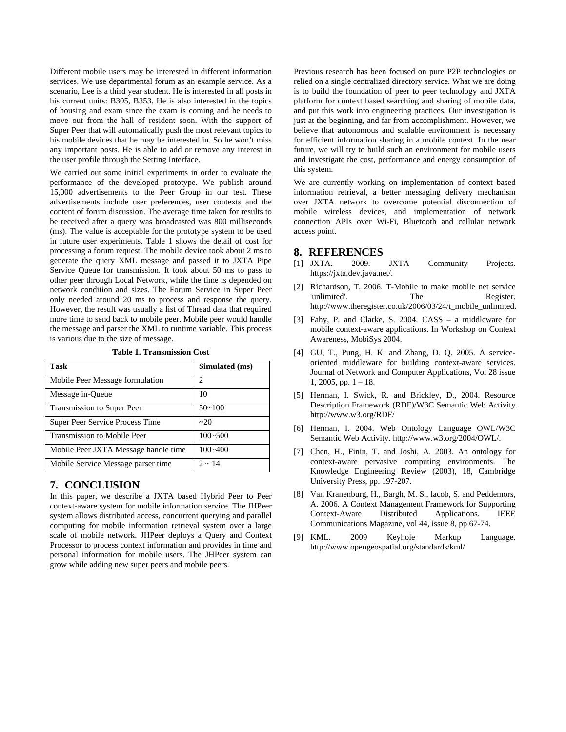Different mobile users may be interested in different information services. We use departmental forum as an example service. As a scenario, Lee is a third year student. He is interested in all posts in his current units: B305, B353. He is also interested in the topics of housing and exam since the exam is coming and he needs to move out from the hall of resident soon. With the support of Super Peer that will automatically push the most relevant topics to his mobile devices that he may be interested in. So he won't miss any important posts. He is able to add or remove any interest in the user profile through the Setting Interface.

We carried out some initial experiments in order to evaluate the performance of the developed prototype. We publish around 15,000 advertisements to the Peer Group in our test. These advertisements include user preferences, user contexts and the content of forum discussion. The average time taken for results to be received after a query was broadcasted was 800 milliseconds (ms). The value is acceptable for the prototype system to be used in future user experiments. Table 1 shows the detail of cost for processing a forum request. The mobile device took about 2 ms to generate the query XML message and passed it to JXTA Pipe Service Queue for transmission. It took about 50 ms to pass to other peer through Local Network, while the time is depended on network condition and sizes. The Forum Service in Super Peer only needed around 20 ms to process and response the query. However, the result was usually a list of Thread data that required more time to send back to mobile peer. Mobile peer would handle the message and parser the XML to runtime variable. This process is various due to the size of message.

**Table 1. Transmission Cost**

| Task | Simulated (ms) |
|---|---|
| Mobile Peer Message formulation | 2 |
| Message in-Queue | 10 |
| Transmission to Super Peer | 50~100 |
| Super Peer Service Process Time | ~20 |
| Transmission to Mobile Peer | 100~500 |
| Mobile Peer JXTA Message handle time | 100~400 |
| Mobile Service Message parser time | 2 ~ 14 |

## 7. CONCLUSION

In this paper, we describe a JXTA based Hybrid Peer to Peer context-aware system for mobile information service. The JHPeer system allows distributed access, concurrent querying and parallel computing for mobile information retrieval system over a large scale of mobile network. JHPeer deploys a Query and Context Processor to process context information and provides in time and personal information for mobile users. The JHPeer system can grow while adding new super peers and mobile peers.

Previous research has been focused on pure P2P technologies or relied on a single centralized directory service. What we are doing is to build the foundation of peer to peer technology and JXTA platform for context based searching and sharing of mobile data, and put this work into engineering practices. Our investigation is just at the beginning, and far from accomplishment. However, we believe that autonomous and scalable environment is necessary for efficient information sharing in a mobile context. In the near future, we will try to build such an environment for mobile users and investigate the cost, performance and energy consumption of this system.

We are currently working on implementation of context based information retrieval, a better messaging delivery mechanism over JXTA network to overcome potential disconnection of mobile wireless devices, and implementation of network connection APIs over Wi-Fi, Bluetooth and cellular network access point.

## 8. REFERENCES

[1] JXTA. 2009. JXTA Community Projects. https://jxta.dev.java.net/.

[2] Richardson, T. 2006. T-Mobile to make mobile net service 'unlimited'. The Register. http://www.theregister.co.uk/2006/03/24/t_mobile_unlimited.

[3] Fahy, P. and Clarke, S. 2004. CASS – a middleware for mobile context-aware applications. In Workshop on Context Awareness, MobiSys 2004.

[4] GU, T., Pung, H. K. and Zhang, D. Q. 2005. A service-oriented middleware for building context-aware services. Journal of Network and Computer Applications, Vol 28 issue 1, 2005, pp. 1 – 18.

[5] Herman, I. Swick, R. and Brickley, D., 2004. Resource Description Framework (RDF)/W3C Semantic Web Activity. http://www.w3.org/RDF/

[6] Herman, I. 2004. Web Ontology Language OWL/W3C Semantic Web Activity. http://www.w3.org/2004/OWL/.

[7] Chen, H., Finin, T. and Joshi, A. 2003. An ontology for context-aware pervasive computing environments. The Knowledge Engineering Review (2003), 18, Cambridge University Press, pp. 197-207.

[8] Van Kranenburg, H., Bargh, M. S., lacob, S. and Peddemors, A. 2006. A Context Management Framework for Supporting Context-Aware Distributed Applications. IEEE Communications Magazine, vol 44, issue 8, pp 67-74.

[9] KML. 2009 Keyhole Markup Language. http://www.opengeospatial.org/standards/kml/